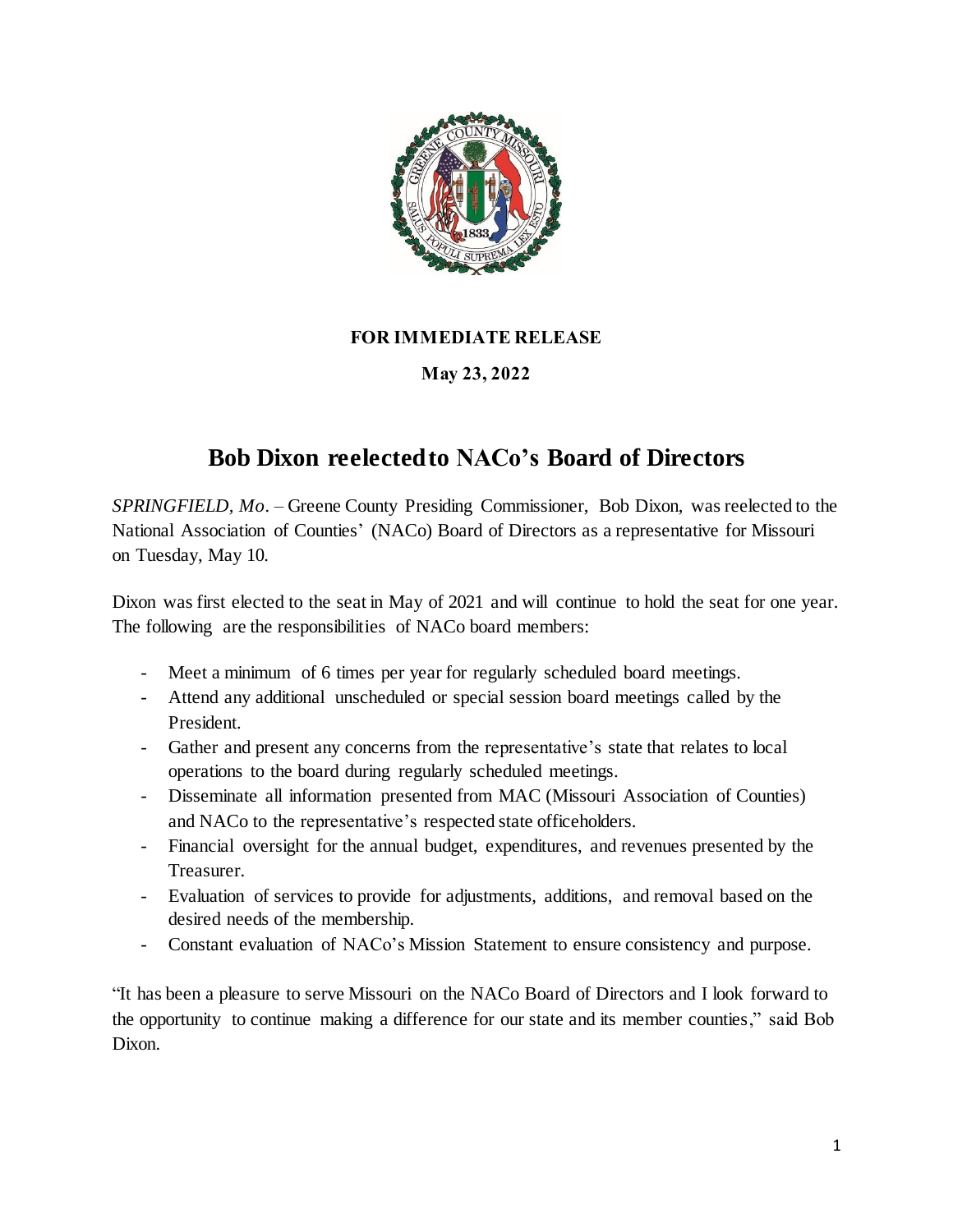**FOR IMMEDIATE RELEASE**

**May 23, 2022**

# Bob Dixon reelected to NACo's Board of Directors

*SPRINGFIELD, Mo*. – Greene County Presiding Commissioner, Bob Dixon, was reelected to the National Association of Counties' (NACo) Board of Directors as a representative for Missouri on Tuesday, May 10.

Dixon was first elected to the seat in May of 2021 and will continue to hold the seat for one year. The following are the responsibilities of NACo board members:

- Meet a minimum of 6 times per year for regularly scheduled board meetings.
- Attend any additional unscheduled or special session board meetings called by the President.
- Gather and present any concerns from the representative's state that relates to local operations to the board during regularly scheduled meetings.
- Disseminate all information presented from MAC (Missouri Association of Counties) and NACo to the representative's respected state officeholders.
- Financial oversight for the annual budget, expenditures, and revenues presented by the Treasurer.
- Evaluation of services to provide for adjustments, additions, and removal based on the desired needs of the membership.
- Constant evaluation of NACo's Mission Statement to ensure consistency and purpose.

"It has been a pleasure to serve Missouri on the NACo Board of Directors and I look forward to the opportunity to continue making a difference for our state and its member counties," said Bob Dixon.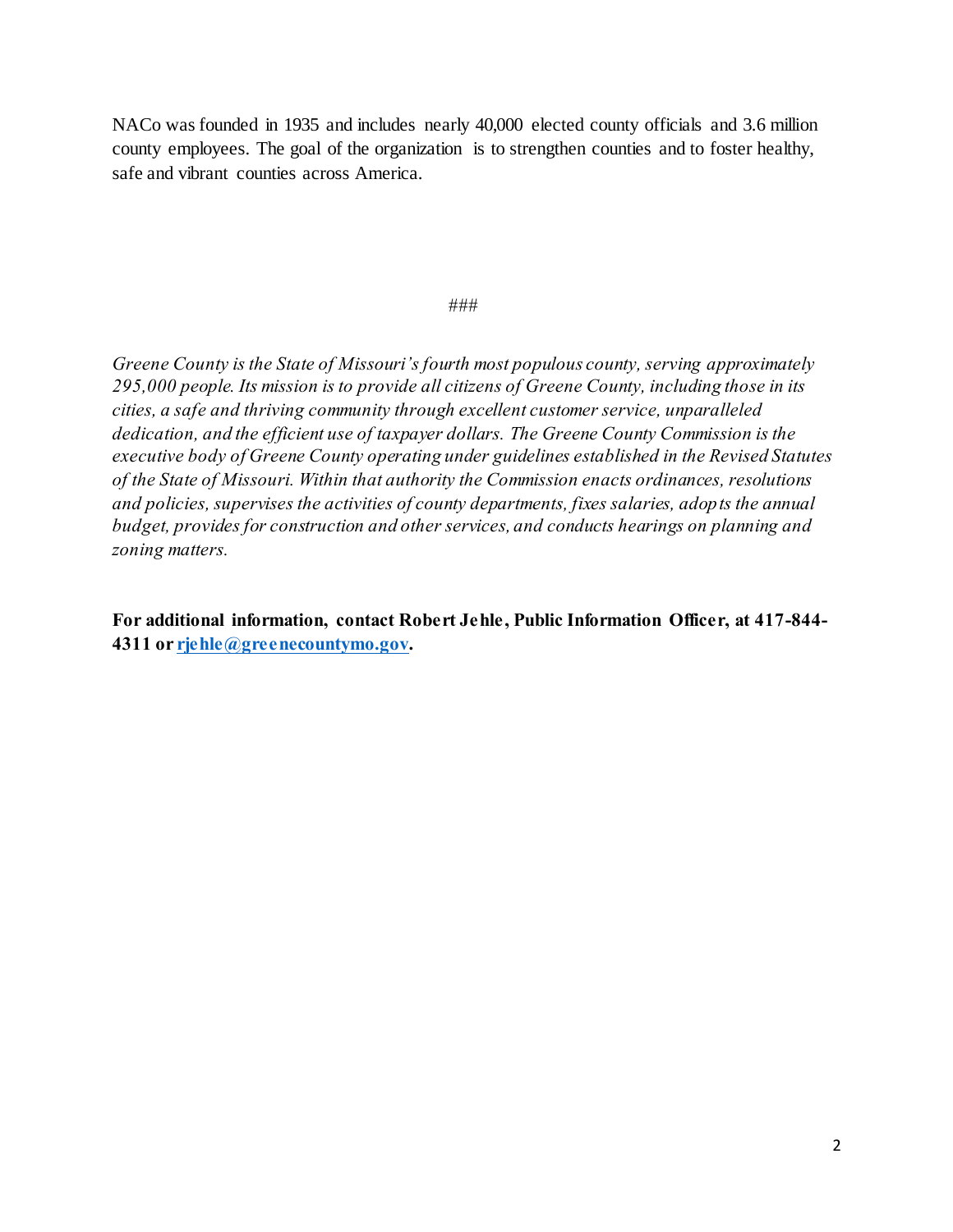NACo was founded in 1935 and includes nearly 40,000 elected county officials and 3.6 million county employees. The goal of the organization is to strengthen counties and to foster healthy, safe and vibrant counties across America.

###

*Greene County is the State of Missouri's fourth most populous county, serving approximately 295,000 people. Its mission is to provide all citizens of Greene County, including those in its cities, a safe and thriving community through excellent customer service, unparalleled dedication, and the efficient use of taxpayer dollars. The Greene County Commission is the executive body of Greene County operating under guidelines established in the Revised Statutes of the State of Missouri. Within that authority the Commission enacts ordinances, resolutions and policies, supervises the activities of county departments, fixes salaries, adopts the annual budget, provides for construction and other services, and conducts hearings on planning and zoning matters.*

**For additional information, contact Robert Jehle, Public Information Officer, at 417-844-4311 or [rjehle@greenecountymo.gov](mailto:rjehle@greenecountymo.gov).**